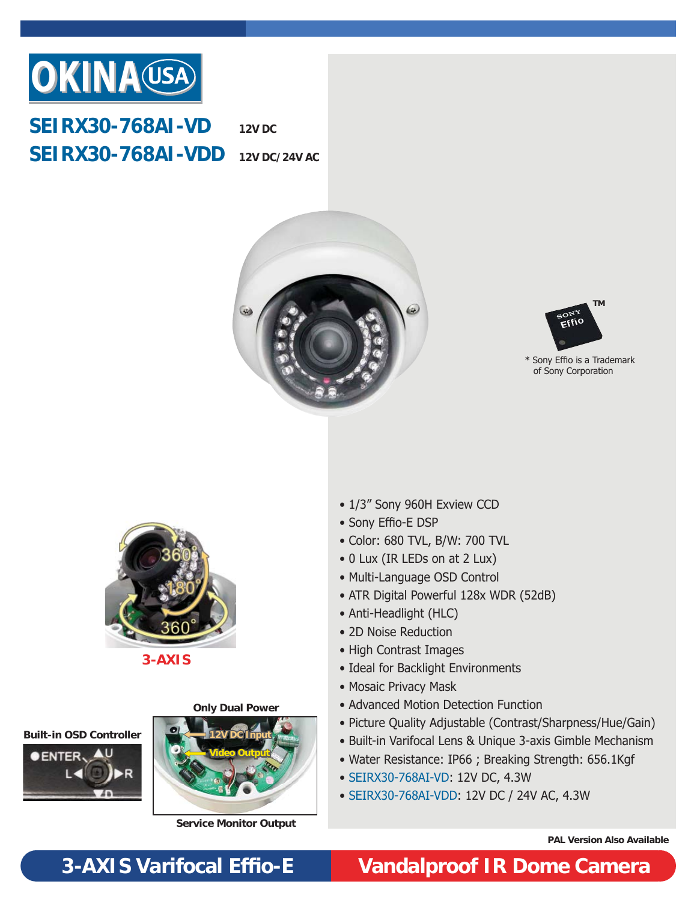# OKINA USA

## SEIRX30-768AI-VD 12V DC
## SEIRX30-768AI-VDD 12V DC/24V AC

™

* Sony Effio is a Trademark of Sony Corporation

3-AXIS

Only Dual Power

12V DC Input

Video Output

Built-in OSD Controller

Service Monitor Output

- 1/3" Sony 960H Exview CCD
- Sony Effio-E DSP
- Color: 680 TVL, B/W: 700 TVL
- 0 Lux (IR LEDs on at 2 Lux)
- Multi-Language OSD Control
- ATR Digital Powerful 128x WDR (52dB)
- Anti-Headlight (HLC)
- 2D Noise Reduction
- High Contrast Images
- Ideal for Backlight Environments
- Mosaic Privacy Mask
- Advanced Motion Detection Function
- Picture Quality Adjustable (Contrast/Sharpness/Hue/Gain)
- Built-in Varifocal Lens & Unique 3-axis Gimble Mechanism
- Water Resistance: IP66 ; Breaking Strength: 656.1Kgf
- SEIRX30-768AI-VD: 12V DC, 4.3W
- SEIRX30-768AI-VDD: 12V DC / 24V AC, 4.3W

**PAL Version Also Available**

## 3-AXIS Varifocal Effio-E Vandalproof IR Dome Camera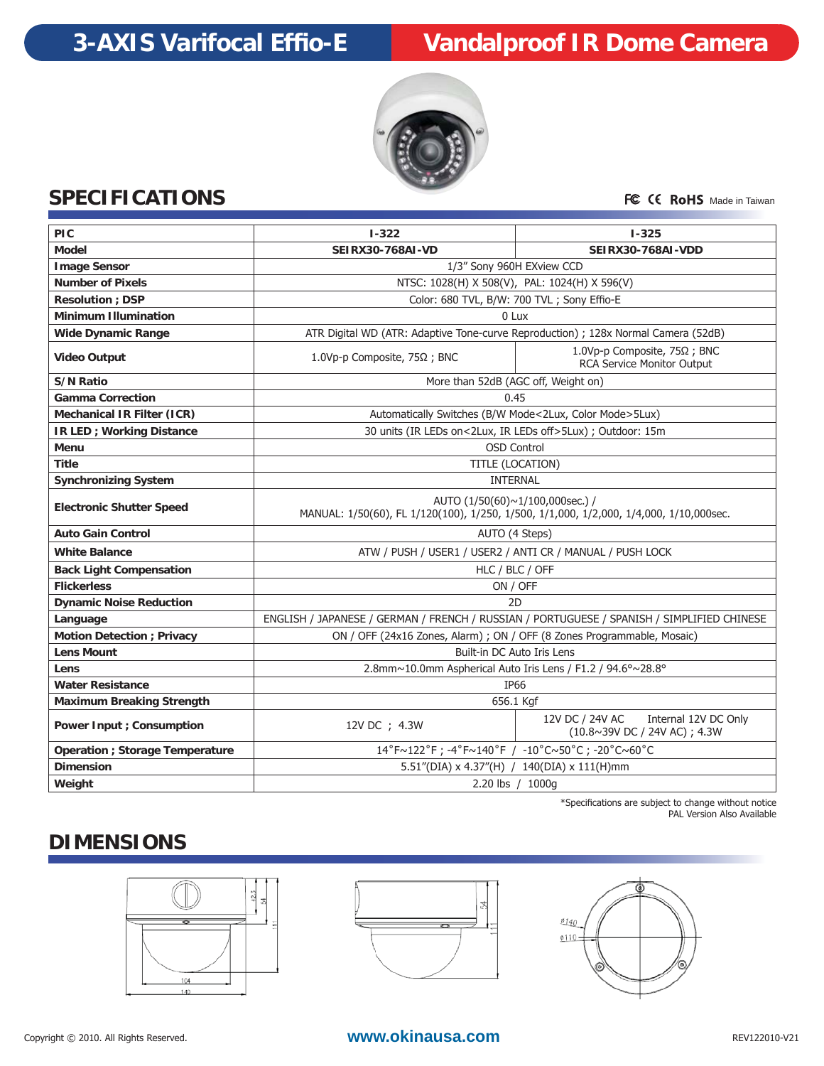# 3-AXIS Varifocal Effio-E Vandalproof IR Dome Camera

## SPECIFICATIONS

FC CE RoHS Made in Taiwan

| PIC | I-322 | I-325 |
|---|---|---|
| Model | SEIRX30-768AI-VD | SEIRX30-768AI-VDD |
| Image Sensor | 1/3" Sony 960H EXview CCD | |
| Number of Pixels | NTSC: 1028(H) X 508(V), PAL: 1024(H) X 596(V) | |
| Resolution ; DSP | Color: 680 TVL, B/W: 700 TVL ; Sony Effio-E | |
| Minimum Illumination | 0 Lux | |
| Wide Dynamic Range | ATR Digital WD (ATR: Adaptive Tone-curve Reproduction) ; 128x Normal Camera (52dB) | |
| Video Output | 1.0Vp-p Composite, 75Ω ; BNC | 1.0Vp-p Composite, 75Ω ; BNC RCA Service Monitor Output |
| S/N Ratio | More than 52dB (AGC off, Weight on) | |
| Gamma Correction | 0.45 | |
| Mechanical IR Filter (ICR) | Automatically Switches (B/W Mode<2Lux, Color Mode>5Lux) | |
| IR LED ; Working Distance | 30 units (IR LEDs on<2Lux, IR LEDs off>5Lux) ; Outdoor: 15m | |
| Menu | OSD Control | |
| Title | TITLE (LOCATION) | |
| Synchronizing System | INTERNAL | |
| Electronic Shutter Speed | AUTO (1/50(60)~1/100,000sec.) / MANUAL: 1/50(60), FL 1/120(100), 1/250, 1/500, 1/1,000, 1/2,000, 1/4,000, 1/10,000sec. | |
| Auto Gain Control | AUTO (4 Steps) | |
| White Balance | ATW / PUSH / USER1 / USER2 / ANTI CR / MANUAL / PUSH LOCK | |
| Back Light Compensation | HLC / BLC / OFF | |
| Flickerless | ON / OFF | |
| Dynamic Noise Reduction | 2D | |
| Language | ENGLISH / JAPANESE / GERMAN / FRENCH / RUSSIAN / PORTUGUESE / SPANISH / SIMPLIFIED CHINESE | |
| Motion Detection ; Privacy | ON / OFF (24x16 Zones, Alarm) ; ON / OFF (8 Zones Programmable, Mosaic) | |
| Lens Mount | Built-in DC Auto Iris Lens | |
| Lens | 2.8mm~10.0mm Aspherical Auto Iris Lens / F1.2 / 94.6°~28.8° | |
| Water Resistance | IP66 | |
| Maximum Breaking Strength | 656.1 Kgf | |
| Power Input ; Consumption | 12V DC ; 4.3W | 12V DC / 24V AC Internal 12V DC Only (10.8~39V DC / 24V AC) ; 4.3W |
| Operation ; Storage Temperature | 14°F~122°F ; -4°F~140°F / -10°C~50°C ; -20°C~60°C | |
| Dimension | 5.51"(DIA) x 4.37"(H) / 140(DIA) x 111(H)mm | |
| Weight | 2.20 lbs / 1000g | |

*Specifications are subject to change without notice
PAL Version Also Available

## DIMENSIONS

12.3
54
111
104
140
54
111
Ø140
Ø110

Copyright © 2010. All Rights Reserved. www.okinausa.com REV122010-V21